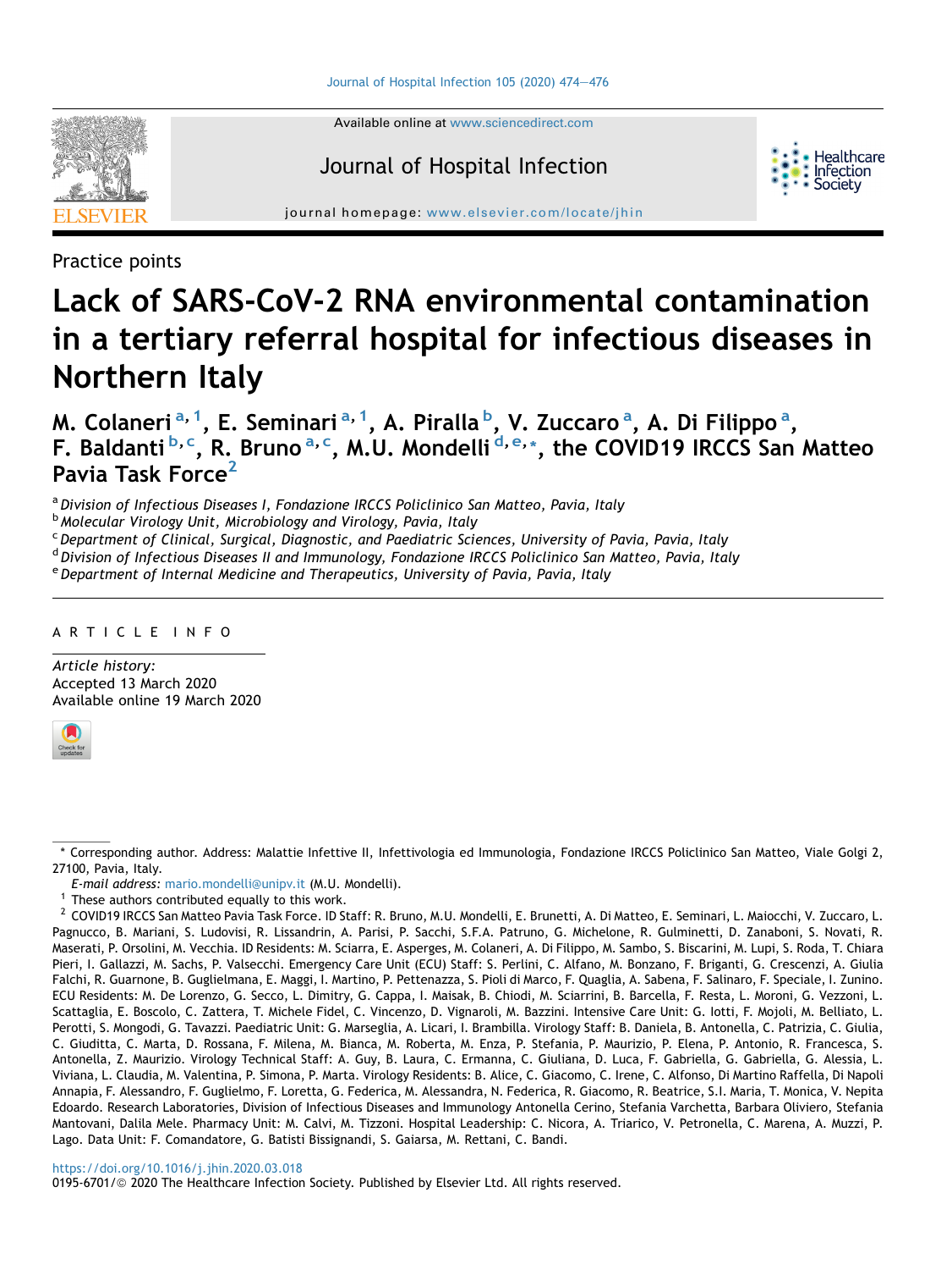Practice points

# Lack of SARS-CoV-2 RNA environmental contamination in a tertiary referral hospital for infectious diseases in Northern Italy

**M. Colaneri** [a,1], **E. Seminari** [a,1], **A. Piralla** [b], **V. Zuccaro** [a], **A. Di Filippo** [a], **F. Baldanti** [b,c], **R. Bruno** [a,c], **M.U. Mondelli** [d,e,*], **the COVID19 IRCCS San Matteo Pavia Task Force** [2]

[a] *Division of Infectious Diseases I, Fondazione IRCCS Policlinico San Matteo, Pavia, Italy*
[b] *Molecular Virology Unit, Microbiology and Virology, Pavia, Italy*
[c] *Department of Clinical, Surgical, Diagnostic, and Paediatric Sciences, University of Pavia, Pavia, Italy*
[d] *Division of Infectious Diseases II and Immunology, Fondazione IRCCS Policlinico San Matteo, Pavia, Italy*
[e] *Department of Internal Medicine and Therapeutics, University of Pavia, Pavia, Italy*

ARTICLE INFO

*Article history:*
Accepted 13 March 2020
Available online 19 March 2020

---

* Corresponding author. Address: Malattie Infettive II, Infettivologia ed Immunologia, Fondazione IRCCS Policlinico San Matteo, Viale Golgi 2, 27100, Pavia, Italy.

*E-mail address:* mario.mondelli@unipv.it (M.U. Mondelli).

[1] These authors contributed equally to this work.

[2] COVID19 IRCCS San Matteo Pavia Task Force. ID Staff: R. Bruno, M.U. Mondelli, E. Brunetti, A. Di Matteo, E. Seminari, L. Maiocchi, V. Zuccaro, L. Pagnucco, B. Mariani, S. Ludovisi, R. Lissandrin, A. Parisi, P. Sacchi, S.F.A. Patruno, G. Michelone, R. Gulminetti, D. Zanaboni, S. Novati, R. Maserati, P. Orsolini, M. Vecchia. ID Residents: M. Sciarra, E. Asperges, M. Colaneri, A. Di Filippo, M. Sambo, S. Biscarini, M. Lupi, S. Roda, T. Chiara Pieri, I. Gallazzi, M. Sachs, P. Valsecchi. Emergency Care Unit (ECU) Staff: S. Perlini, C. Alfano, M. Bonzano, F. Briganti, G. Crescenzi, A. Giulia Falchi, R. Guarnone, B. Guglielmana, E. Maggi, I. Martino, P. Pettenazza, S. Pioli di Marco, F. Quaglia, A. Sabena, F. Salinaro, F. Speciale, I. Zunino. ECU Residents: M. De Lorenzo, G. Secco, L. Dimitry, G. Cappa, I. Maisak, B. Chiodi, M. Sciarrini, B. Barcella, F. Resta, L. Moroni, G. Vezzoni, L. Scattaglia, E. Boscolo, C. Zattera, T. Michele Fidel, C. Vincenzo, D. Vignaroli, M. Bazzini. Intensive Care Unit: G. Iotti, F. Mojoli, M. Belliato, L. Perotti, S. Mongodi, G. Tavazzi. Paediatric Unit: G. Marseglia, A. Licari, I. Brambilla. Virology Staff: B. Daniela, B. Antonella, C. Patrizia, C. Giulia, C. Giuditta, C. Marta, D. Rossana, F. Milena, M. Bianca, M. Roberta, M. Enza, P. Stefania, P. Maurizio, P. Elena, P. Antonio, R. Francesca, S. Antonella, Z. Maurizio. Virology Technical Staff: A. Guy, B. Laura, C. Ermanna, C. Giuliana, D. Luca, F. Gabriella, G. Gabriella, G. Alessia, L. Viviana, L. Claudia, M. Valentina, P. Simona, P. Marta. Virology Residents: B. Alice, C. Giacomo, C. Irene, C. Alfonso, Di Martino Raffella, Di Napoli Annapia, F. Alessandro, F. Guglielmo, F. Loretta, G. Federica, M. Alessandra, N. Federica, R. Giacomo, R. Beatrice, S.I. Maria, T. Monica, V. Nepita Edoardo. Research Laboratories, Division of Infectious Diseases and Immunology Antonella Cerino, Stefania Varchetta, Barbara Oliviero, Stefania Mantovani, Dalila Mele. Pharmacy Unit: M. Calvi, M. Tizzoni. Hospital Leadership: C. Nicora, A. Triarico, V. Petronella, C. Marena, A. Muzzi, P. Lago. Data Unit: F. Comandatore, G. Batisti Bissignandi, S. Gaiarsa, M. Rettani, C. Bandi.

https://doi.org/10.1016/j.jhin.2020.03.018
0195-6701/© 2020 The Healthcare Infection Society. Published by Elsevier Ltd. All rights reserved.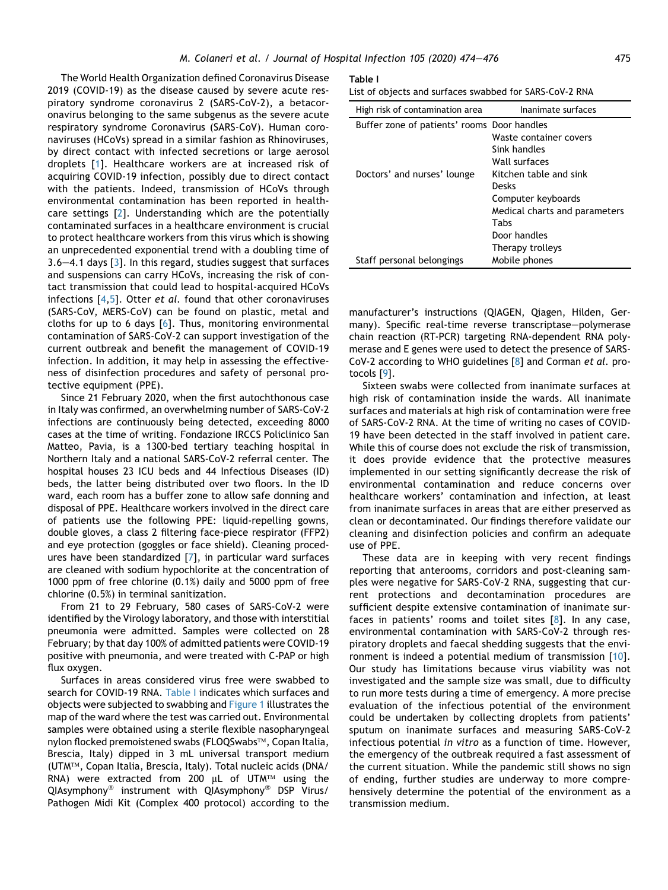The World Health Organization defined Coronavirus Disease 2019 (COVID-19) as the disease caused by severe acute respiratory syndrome coronavirus 2 (SARS-CoV-2), a betacoronavirus belonging to the same subgenus as the severe acute respiratory syndrome Coronavirus (SARS-CoV). Human coronaviruses (HCoVs) spread in a similar fashion as Rhinoviruses, by direct contact with infected secretions or large aerosol droplets [1]. Healthcare workers are at increased risk of acquiring COVID-19 infection, possibly due to direct contact with the patients. Indeed, transmission of HCoVs through environmental contamination has been reported in healthcare settings [2]. Understanding which are the potentially contaminated surfaces in a healthcare environment is crucial to protect healthcare workers from this virus which is showing an unprecedented exponential trend with a doubling time of 3.6–4.1 days [3]. In this regard, studies suggest that surfaces and suspensions can carry HCoVs, increasing the risk of contact transmission that could lead to hospital-acquired HCoVs infections [4,5]. Otter *et al.* found that other coronaviruses (SARS-CoV, MERS-CoV) can be found on plastic, metal and cloths for up to 6 days [6]. Thus, monitoring environmental contamination of SARS-CoV-2 can support investigation of the current outbreak and benefit the management of COVID-19 infection. In addition, it may help in assessing the effectiveness of disinfection procedures and safety of personal protective equipment (PPE).

Since 21 February 2020, when the first autochthonous case in Italy was confirmed, an overwhelming number of SARS-CoV-2 infections are continuously being detected, exceeding 8000 cases at the time of writing. Fondazione IRCCS Policlinico San Matteo, Pavia, is a 1300-bed tertiary teaching hospital in Northern Italy and a national SARS-CoV-2 referral center. The hospital houses 23 ICU beds and 44 Infectious Diseases (ID) beds, the latter being distributed over two floors. In the ID ward, each room has a buffer zone to allow safe donning and disposal of PPE. Healthcare workers involved in the direct care of patients use the following PPE: liquid-repelling gowns, double gloves, a class 2 filtering face-piece respirator (FFP2) and eye protection (goggles or face shield). Cleaning procedures have been standardized [7], in particular ward surfaces are cleaned with sodium hypochlorite at the concentration of 1000 ppm of free chlorine (0.1%) daily and 5000 ppm of free chlorine (0.5%) in terminal sanitization.

From 21 to 29 February, 580 cases of SARS-CoV-2 were identified by the Virology laboratory, and those with interstitial pneumonia were admitted. Samples were collected on 28 February; by that day 100% of admitted patients were COVID-19 positive with pneumonia, and were treated with C-PAP or high flux oxygen.

Surfaces in areas considered virus free were swabbed to search for COVID-19 RNA. Table I indicates which surfaces and objects were subjected to swabbing and Figure 1 illustrates the map of the ward where the test was carried out. Environmental samples were obtained using a sterile flexible nasopharyngeal nylon flocked premoistened swabs (FLOQSwabs™, Copan Italia, Brescia, Italy) dipped in 3 mL universal transport medium (UTM™, Copan Italia, Brescia, Italy). Total nucleic acids (DNA/RNA) were extracted from 200 μL of UTM™ using the QIAsymphony® instrument with QIAsymphony® DSP Virus/Pathogen Midi Kit (Complex 400 protocol) according to the manufacturer's instructions (QIAGEN, Qiagen, Hilden, Germany). Specific real-time reverse transcriptase–polymerase chain reaction (RT-PCR) targeting RNA-dependent RNA polymerase and E genes were used to detect the presence of SARS-CoV-2 according to WHO guidelines [8] and Corman *et al.* protocols [9].

**Table I**
List of objects and surfaces swabbed for SARS-CoV-2 RNA

| High risk of contamination area | Inanimate surfaces |
|---|---|
| Buffer zone of patients' rooms | Door handles |
| | Waste container covers |
| | Sink handles |
| | Wall surfaces |
| Doctors' and nurses' lounge | Kitchen table and sink |
| | Desks |
| | Computer keyboards |
| | Medical charts and parameters |
| | Tabs |
| | Door handles |
| | Therapy trolleys |
| Staff personal belongings | Mobile phones |

Sixteen swabs were collected from inanimate surfaces at high risk of contamination inside the wards. All inanimate surfaces and materials at high risk of contamination were free of SARS-CoV-2 RNA. At the time of writing no cases of COVID-19 have been detected in the staff involved in patient care. While this of course does not exclude the risk of transmission, it does provide evidence that the protective measures implemented in our setting significantly decrease the risk of environmental contamination and reduce concerns over healthcare workers' contamination and infection, at least from inanimate surfaces in areas that are either preserved as clean or decontaminated. Our findings therefore validate our cleaning and disinfection policies and confirm an adequate use of PPE.

These data are in keeping with very recent findings reporting that anterooms, corridors and post-cleaning samples were negative for SARS-CoV-2 RNA, suggesting that current protections and decontamination procedures are sufficient despite extensive contamination of inanimate surfaces in patients' rooms and toilet sites [8]. In any case, environmental contamination with SARS-CoV-2 through respiratory droplets and faecal shedding suggests that the environment is indeed a potential medium of transmission [10]. Our study has limitations because virus viability was not investigated and the sample size was small, due to difficulty to run more tests during a time of emergency. A more precise evaluation of the infectious potential of the environment could be undertaken by collecting droplets from patients' sputum on inanimate surfaces and measuring SARS-CoV-2 infectious potential *in vitro* as a function of time. However, the emergency of the outbreak required a fast assessment of the current situation. While the pandemic still shows no sign of ending, further studies are underway to more comprehensively determine the potential of the environment as a transmission medium.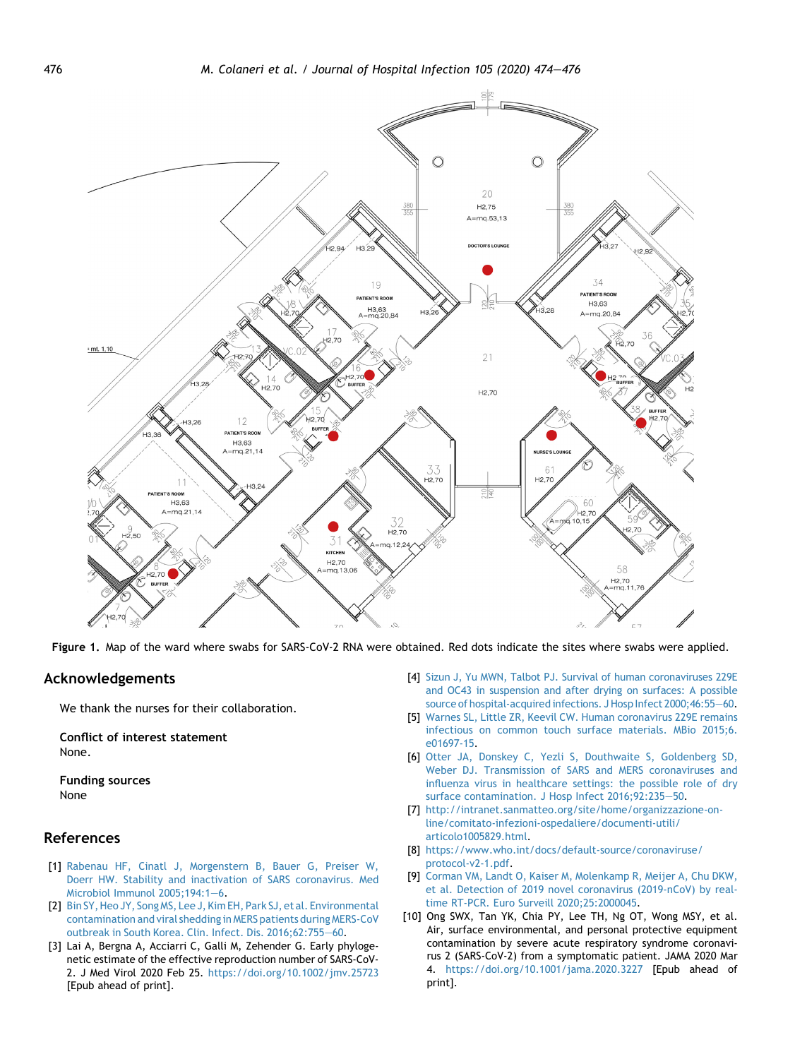Figure 1. Map of the ward where swabs for SARS-CoV-2 RNA were obtained. Red dots indicate the sites where swabs were applied.

## Acknowledgements

We thank the nurses for their collaboration.

### Conflict of interest statement

None.

### Funding sources

None

## References

[1] Rabenau HF, Cinatl J, Morgenstern B, Bauer G, Preiser W, Doerr HW. Stability and inactivation of SARS coronavirus. Med Microbiol Immunol 2005;194:1–6.

[2] Bin SY, Heo JY, Song MS, Lee J, Kim EH, Park SJ, et al. Environmental contamination and viral shedding in MERS patients during MERS-CoV outbreak in South Korea. Clin. Infect. Dis. 2016;62:755–60.

[3] Lai A, Bergna A, Acciarri C, Galli M, Zehender G. Early phylogenetic estimate of the effective reproduction number of SARS-CoV-2. J Med Virol 2020 Feb 25. https://doi.org/10.1002/jmv.25723 [Epub ahead of print].

[4] Sizun J, Yu MWN, Talbot PJ. Survival of human coronaviruses 229E and OC43 in suspension and after drying on surfaces: A possible source of hospital-acquired infections. J Hosp Infect 2000;46:55–60.

[5] Warnes SL, Little ZR, Keevil CW. Human coronavirus 229E remains infectious on common touch surface materials. MBio 2015;6. e01697-15.

[6] Otter JA, Donskey C, Yezli S, Douthwaite S, Goldenberg SD, Weber DJ. Transmission of SARS and MERS coronaviruses and influenza virus in healthcare settings: the possible role of dry surface contamination. J Hosp Infect 2016;92:235–50.

[7] http://intranet.sanmatteo.org/site/home/organizzazione-on-line/comitato-infezioni-ospedaliere/documenti-utili/articolo1005829.html.

[8] https://www.who.int/docs/default-source/coronaviruse/protocol-v2-1.pdf.

[9] Corman VM, Landt O, Kaiser M, Molenkamp R, Meijer A, Chu DKW, et al. Detection of 2019 novel coronavirus (2019-nCoV) by real-time RT-PCR. Euro Surveill 2020;25:2000045.

[10] Ong SWX, Tan YK, Chia PY, Lee TH, Ng OT, Wong MSY, et al. Air, surface environmental, and personal protective equipment contamination by severe acute respiratory syndrome coronavirus 2 (SARS-CoV-2) from a symptomatic patient. JAMA 2020 Mar 4. https://doi.org/10.1001/jama.2020.3227 [Epub ahead of print].